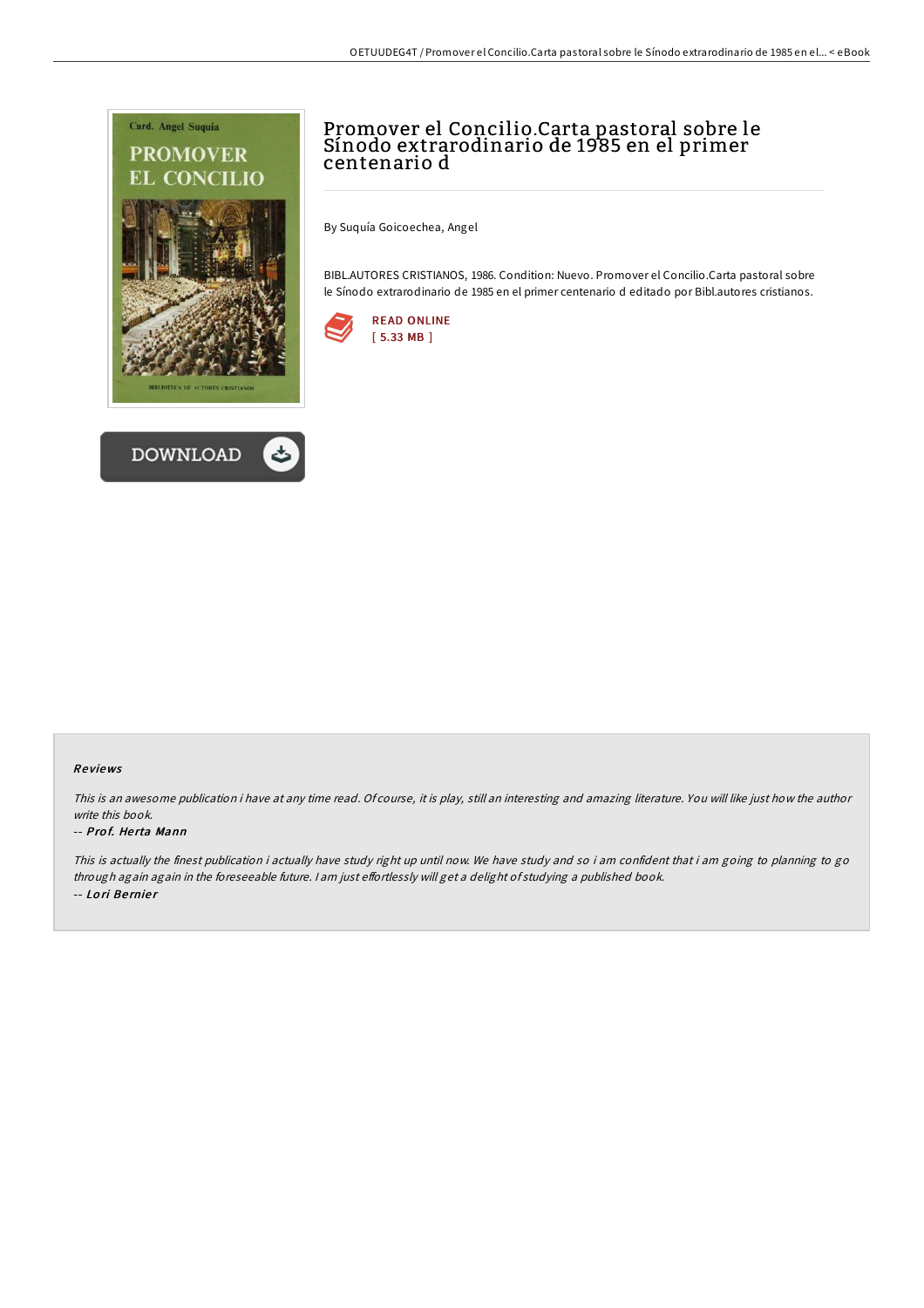# Promover el Concilio.Carta pastoral sobre le Sínodo extrarodinario de 1985 en el primer centenario d

By Suquía Goicoechea, Angel

BIBL.AUTORES CRISTIANOS, 1986. Condition: Nuevo. Promover el Concilio.Carta pastoral sobre le Sínodo extrarodinario de 1985 en el primer centenario d editado por Bibl.autores cristianos.

READ ONLINE
[ 5.33 MB ]

DOWNLOAD

## Reviews

*This is an awesome publication i have at any time read. Of course, it is play, still an interesting and amazing literature. You will like just how the author write this book.*

-- *Prof. Herta Mann*

*This is actually the finest publication i actually have study right up until now. We have study and so i am confident that i am going to planning to go through again again in the foreseeable future. I am just effortlessly will get a delight of studying a published book.*

-- *Lori Bernier*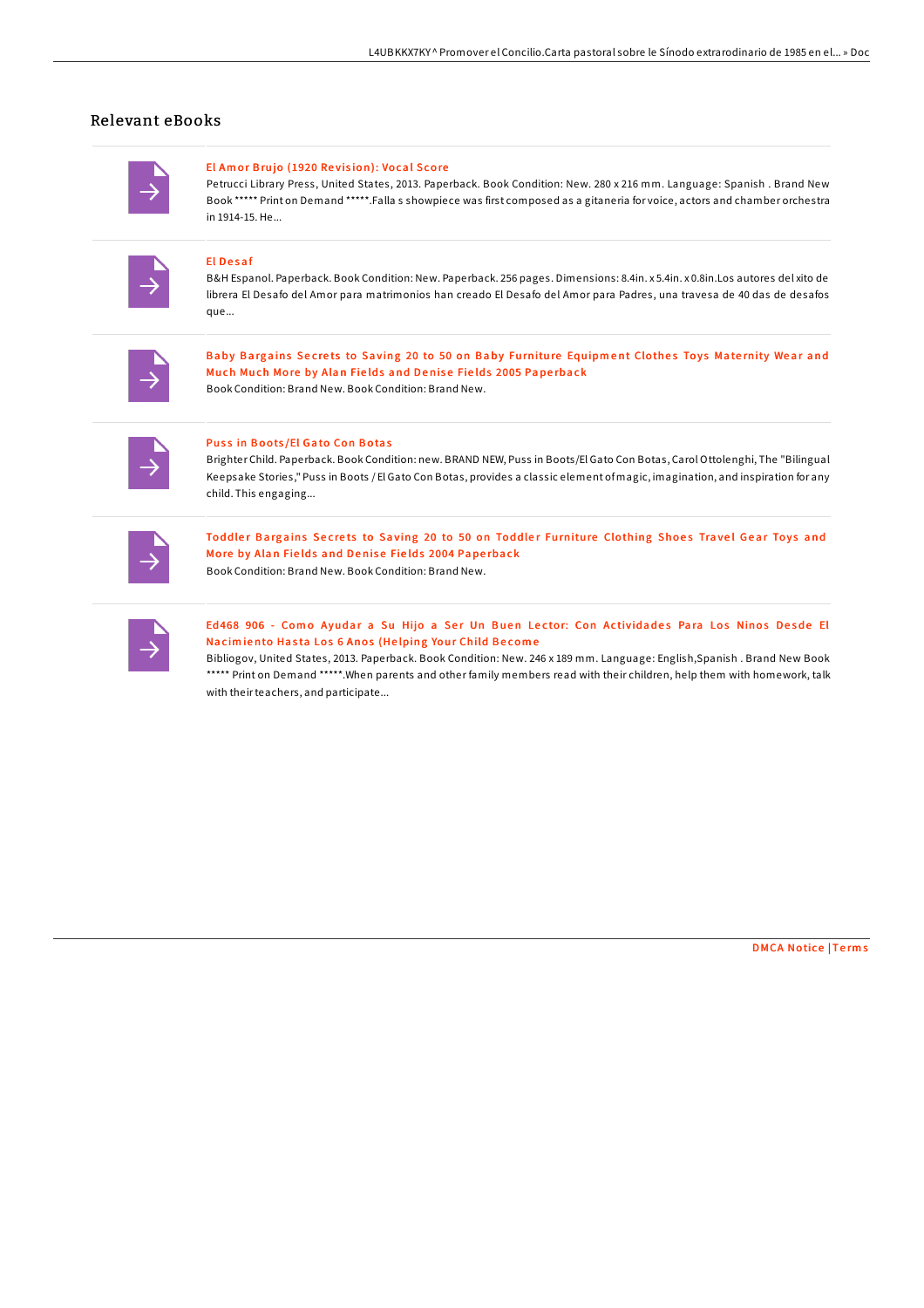## Relevant eBooks

### El Amor Brujo (1920 Revision): Vocal Score

Petrucci Library Press, United States, 2013. Paperback. Book Condition: New. 280 x 216 mm. Language: Spanish . Brand New Book ***** Print on Demand *****.Falla s showpiece was first composed as a gitaneria for voice, actors and chamber orchestra in 1914-15. He...

### El Desaf

B&H Espanol. Paperback. Book Condition: New. Paperback. 256 pages. Dimensions: 8.4in. x 5.4in. x 0.8in.Los autores del xito de librera El Desafo del Amor para matrimonios han creado El Desafo del Amor para Padres, una travesa de 40 das de desafos que...

### Baby Bargains Secrets to Saving 20 to 50 on Baby Furniture Equipment Clothes Toys Maternity Wear and Much Much More by Alan Fields and Denise Fields 2005 Paperback

Book Condition: Brand New. Book Condition: Brand New.

### Puss in Boots/El Gato Con Botas

Brighter Child. Paperback. Book Condition: new. BRAND NEW, Puss in Boots/El Gato Con Botas, Carol Ottolenghi, The "Bilingual Keepsake Stories," Puss in Boots / El Gato Con Botas, provides a classic element of magic, imagination, and inspiration for any child. This engaging...

### Toddler Bargains Secrets to Saving 20 to 50 on Toddler Furniture Clothing Shoes Travel Gear Toys and More by Alan Fields and Denise Fields 2004 Paperback

Book Condition: Brand New. Book Condition: Brand New.

### Ed468 906 - Como Ayudar a Su Hijo a Ser Un Buen Lector: Con Actividades Para Los Ninos Desde El Nacimiento Hasta Los 6 Anos (Helping Your Child Become

Bibliogov, United States, 2013. Paperback. Book Condition: New. 246 x 189 mm. Language: English,Spanish . Brand New Book ***** Print on Demand *****.When parents and other family members read with their children, help them with homework, talk with their teachers, and participate...